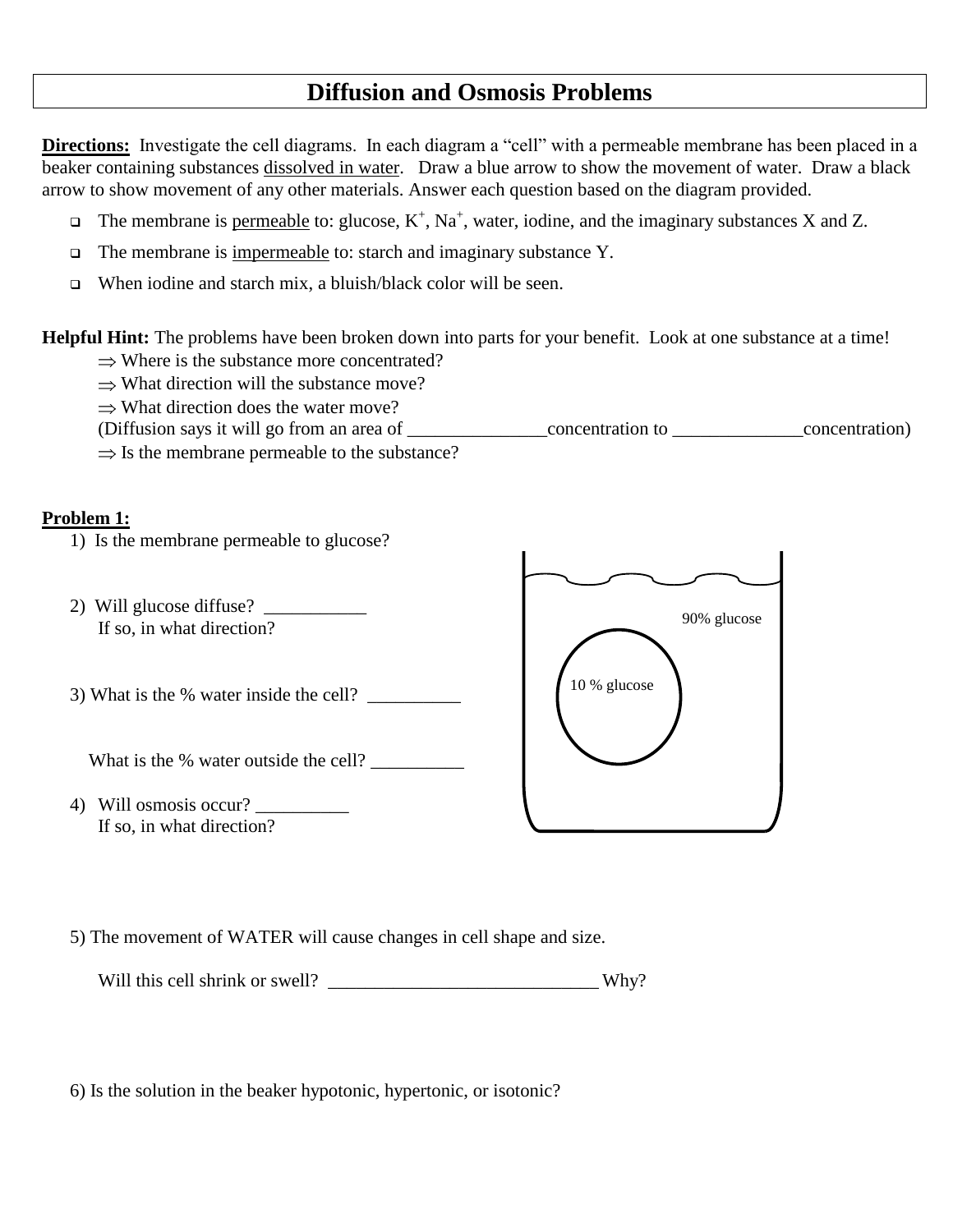# Diffusion and Osmosis Problems

**Directions:** Investigate the cell diagrams. In each diagram a "cell" with a permeable membrane has been placed in a beaker containing substances dissolved in water. Draw a blue arrow to show the movement of water. Draw a black arrow to show movement of any other materials. Answer each question based on the diagram provided.

- The membrane is permeable to: glucose, $K^+$, $Na^+$, water, iodine, and the imaginary substances X and Z.
- The membrane is impermeable to: starch and imaginary substance Y.
- When iodine and starch mix, a bluish/black color will be seen.

**Helpful Hint:** The problems have been broken down into parts for your benefit. Look at one substance at a time!

⇒ Where is the substance more concentrated?
⇒ What direction will the substance move?
⇒ What direction does the water move?
(Diffusion says it will go from an area of _______________concentration to ______________concentration)
⇒ Is the membrane permeable to the substance?

**Problem 1:**

1) Is the membrane permeable to glucose?

2) Will glucose diffuse? ___________
   If so, in what direction?

3) What is the % water inside the cell? __________

   What is the % water outside the cell? __________

4) Will osmosis occur? __________
   If so, in what direction?

90% glucose

10 % glucose

5) The movement of WATER will cause changes in cell shape and size.

   Will this cell shrink or swell? _____________________________ Why?

6) Is the solution in the beaker hypotonic, hypertonic, or isotonic?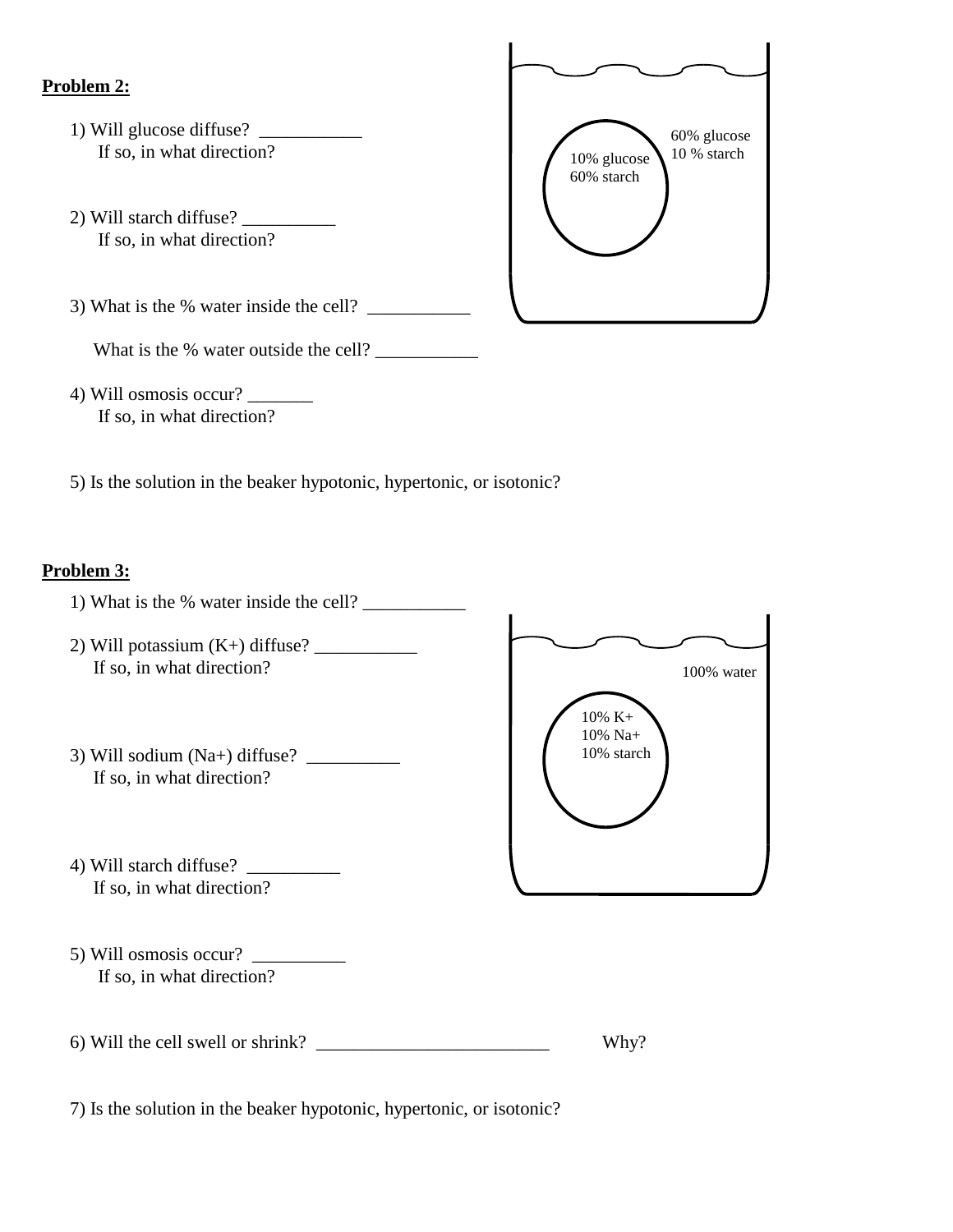**Problem 2:**

1) Will glucose diffuse? ___________
   If so, in what direction?

2) Will starch diffuse? __________
   If so, in what direction?

3) What is the % water inside the cell? ___________

   What is the % water outside the cell? ___________

4) Will osmosis occur? _______
   If so, in what direction?

5) Is the solution in the beaker hypotonic, hypertonic, or isotonic?

10% glucose
60% starch

60% glucose
10 % starch

**Problem 3:**

1) What is the % water inside the cell? ___________

2) Will potassium ($K^+$) diffuse? ___________
   If so, in what direction?

3) Will sodium ($Na^+$) diffuse? __________
   If so, in what direction?

4) Will starch diffuse? __________
   If so, in what direction?

5) Will osmosis occur? __________
   If so, in what direction?

6) Will the cell swell or shrink? _________________________ Why?

7) Is the solution in the beaker hypotonic, hypertonic, or isotonic?

100% water

10% $K^+$
10% $Na^+$
10% starch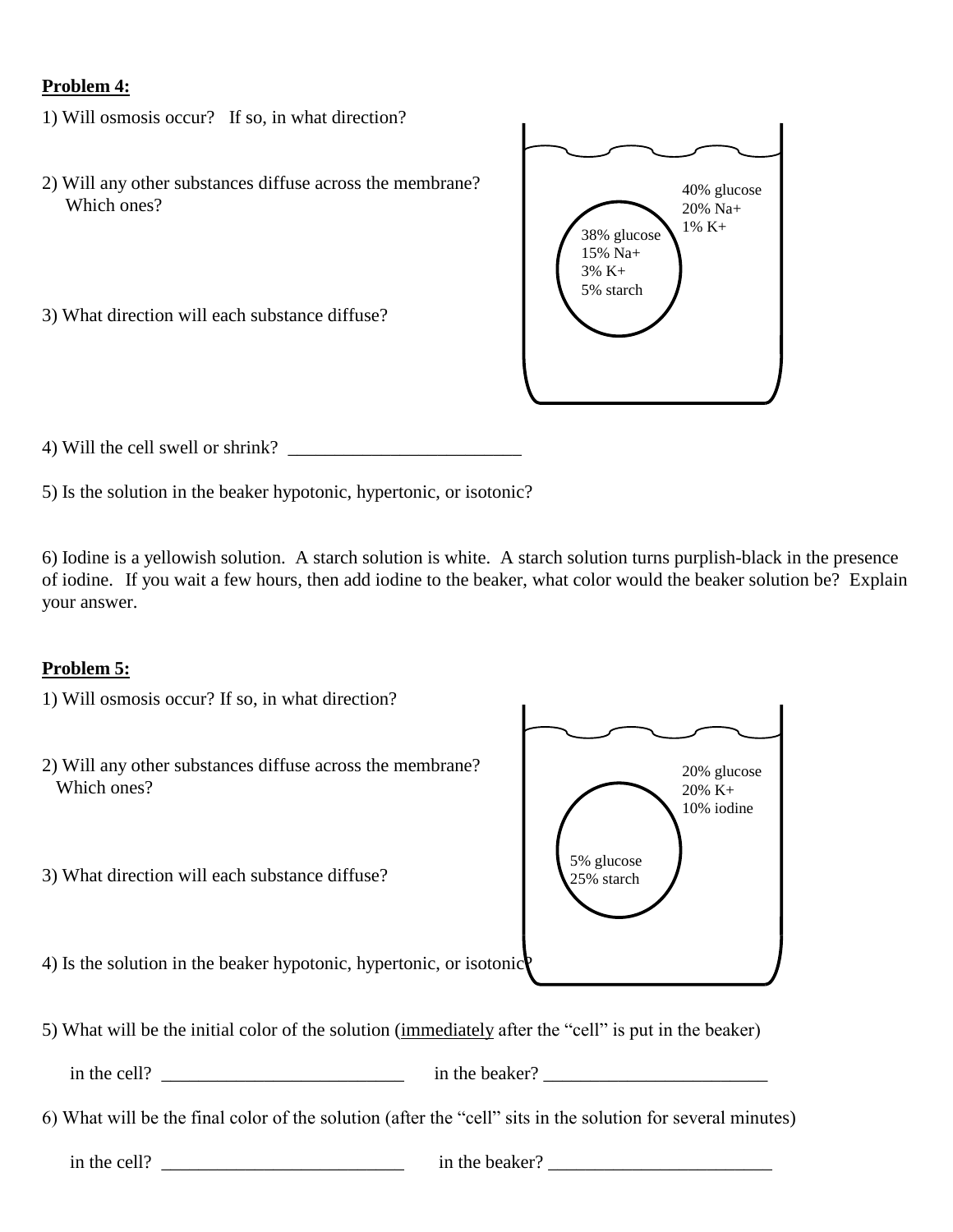**Problem 4:**

1) Will osmosis occur? If so, in what direction?

2) Will any other substances diffuse across the membrane? Which ones?

3) What direction will each substance diffuse?

40% glucose
20% Na+
1% K+

38% glucose
15% Na+
3% K+
5% starch

4) Will the cell swell or shrink? _________________________

5) Is the solution in the beaker hypotonic, hypertonic, or isotonic?

6) Iodine is a yellowish solution. A starch solution is white. A starch solution turns purplish-black in the presence of iodine. If you wait a few hours, then add iodine to the beaker, what color would the beaker solution be? Explain your answer.

**Problem 5:**

1) Will osmosis occur? If so, in what direction?

2) Will any other substances diffuse across the membrane? Which ones?

3) What direction will each substance diffuse?

20% glucose
20% K+
10% iodine

5% glucose
25% starch

4) Is the solution in the beaker hypotonic, hypertonic, or isotonic?

5) What will be the initial color of the solution (<u>immediately</u> after the "cell" is put in the beaker)

in the cell? __________________________ in the beaker? ________________________

6) What will be the final color of the solution (after the "cell" sits in the solution for several minutes)

in the cell? __________________________ in the beaker? ________________________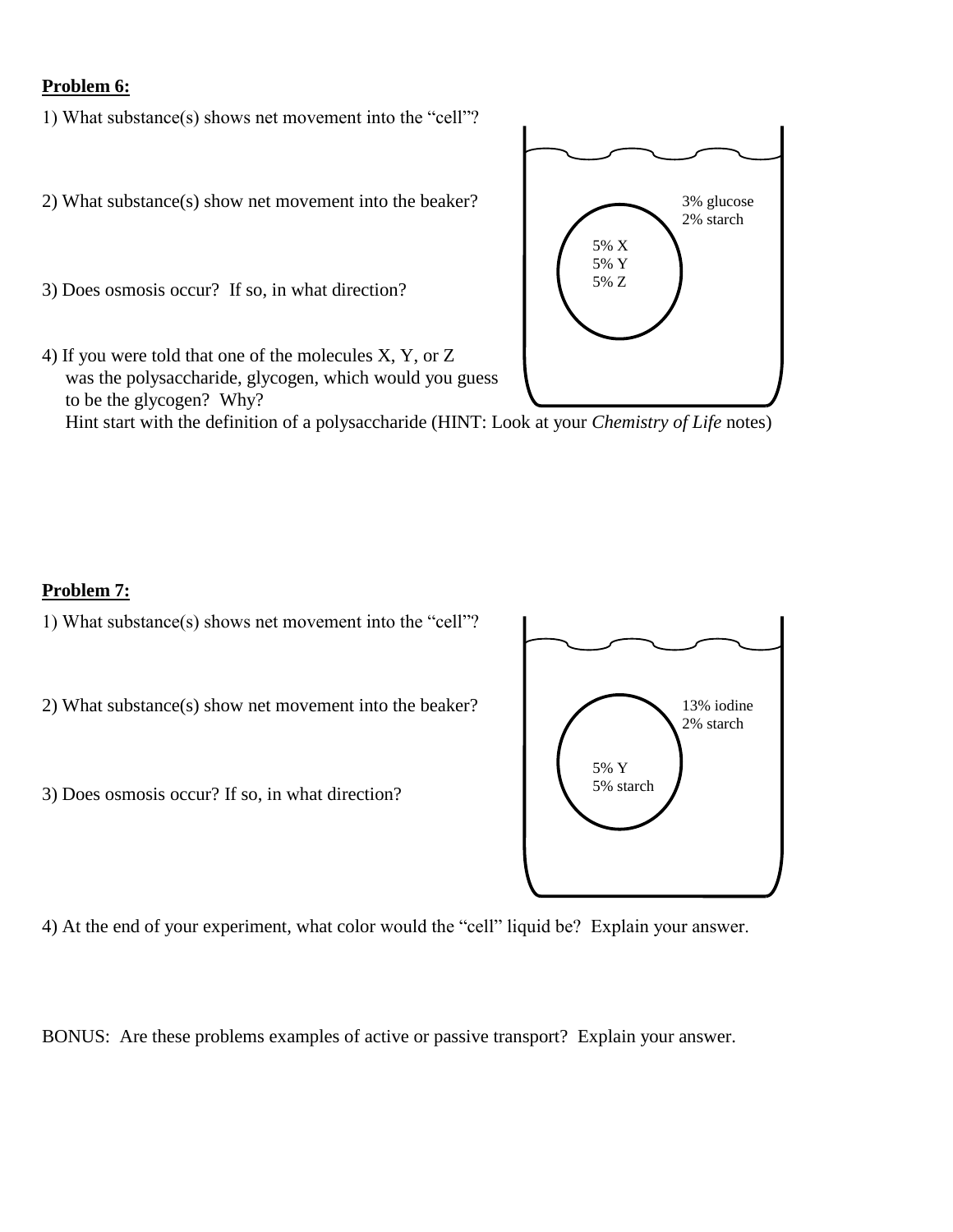**Problem 6:**

1) What substance(s) shows net movement into the “cell”?

2) What substance(s) show net movement into the beaker?

3) Does osmosis occur? If so, in what direction?

4) If you were told that one of the molecules X, Y, or Z was the polysaccharide, glycogen, which would you guess to be the glycogen? Why?
   Hint start with the definition of a polysaccharide (HINT: Look at your *Chemistry of Life* notes)

3% glucose
2% starch

5% X
5% Y
5% Z

**Problem 7:**

1) What substance(s) shows net movement into the “cell”?

2) What substance(s) show net movement into the beaker?

3) Does osmosis occur? If so, in what direction?

13% iodine
2% starch

5% Y
5% starch

4) At the end of your experiment, what color would the “cell” liquid be? Explain your answer.

BONUS: Are these problems examples of active or passive transport? Explain your answer.